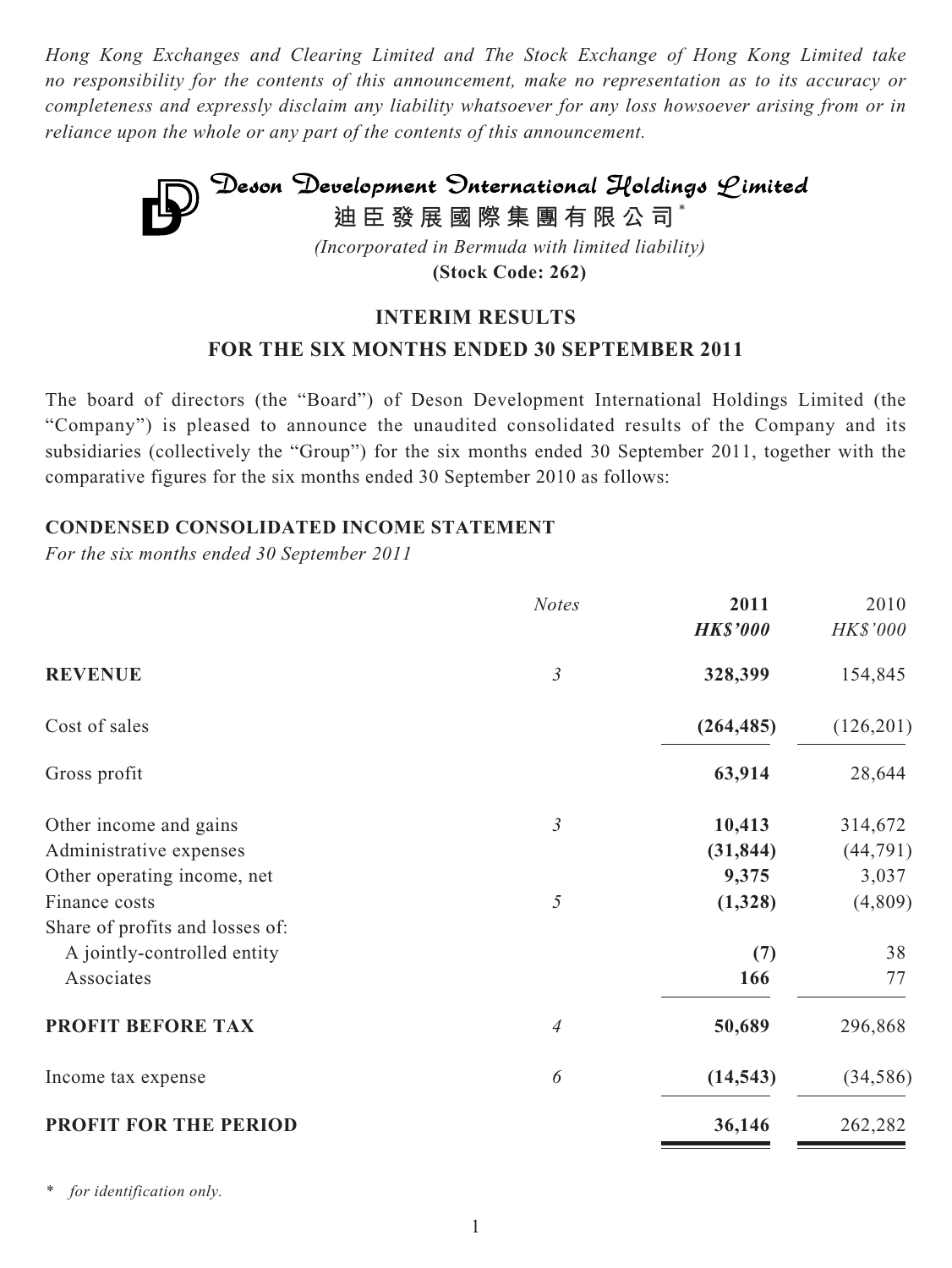*Hong Kong Exchanges and Clearing Limited and The Stock Exchange of Hong Kong Limited take no responsibility for the contents of this announcement, make no representation as to its accuracy or completeness and expressly disclaim any liability whatsoever for any loss howsoever arising from or in reliance upon the whole or any part of the contents of this announcement.*

# Deson Development International Holdings Limited

**迪臣發展國際集團有限公司***

*(Incorporated in Bermuda with limited liability)*

**(Stock Code: 262)**

## INTERIM RESULTS
## FOR THE SIX MONTHS ENDED 30 SEPTEMBER 2011

The board of directors (the "Board") of Deson Development International Holdings Limited (the "Company") is pleased to announce the unaudited consolidated results of the Company and its subsidiaries (collectively the "Group") for the six months ended 30 September 2011, together with the comparative figures for the six months ended 30 September 2010 as follows:

### CONDENSED CONSOLIDATED INCOME STATEMENT

*For the six months ended 30 September 2011*

| | *Notes* | **2011** | 2010 |
|---|---|---|---|
| | | ***HK$'000*** | *HK$'000* |
| **REVENUE** | *3* | **328,399** | 154,845 |
| Cost of sales | | **(264,485)** | (126,201) |
| Gross profit | | **63,914** | 28,644 |
| Other income and gains | *3* | **10,413** | 314,672 |
| Administrative expenses | | **(31,844)** | (44,791) |
| Other operating income, net | | **9,375** | 3,037 |
| Finance costs | *5* | **(1,328)** | (4,809) |
| Share of profits and losses of: | | | |
| A jointly-controlled entity | | **(7)** | 38 |
| Associates | | **166** | 77 |
| **PROFIT BEFORE TAX** | *4* | **50,689** | 296,868 |
| Income tax expense | *6* | **(14,543)** | (34,586) |
| **PROFIT FOR THE PERIOD** | | **36,146** | 262,282 |

\* *for identification only.*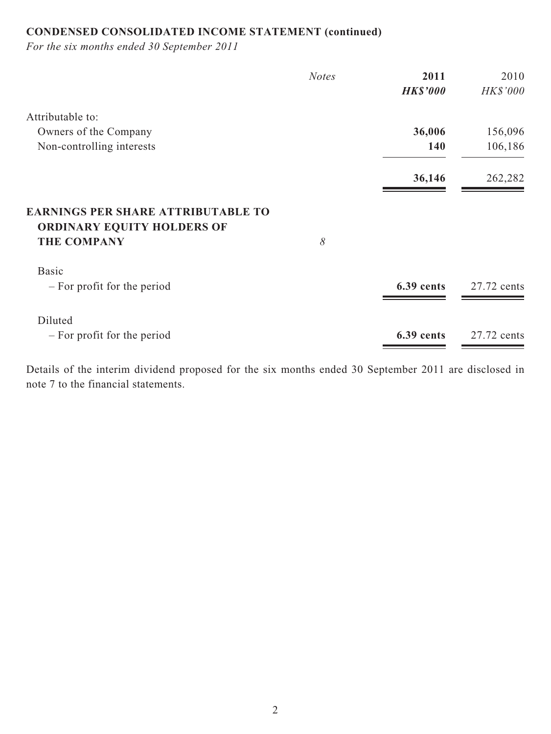**CONDENSED CONSOLIDATED INCOME STATEMENT (continued)**

*For the six months ended 30 September 2011*

| | *Notes* | **2011** | 2010 |
|---|---|---|---|
| | | ***HK$'000*** | *HK$'000* |
| Attributable to: | | | |
| Owners of the Company | | **36,006** | 156,096 |
| Non-controlling interests | | **140** | 106,186 |
| | | **36,146** | 262,282 |
| **EARNINGS PER SHARE ATTRIBUTABLE TO ORDINARY EQUITY HOLDERS OF THE COMPANY** | *8* | | |
| Basic | | | |
| – For profit for the period | | **6.39 cents** | 27.72 cents |
| Diluted | | | |
| – For profit for the period | | **6.39 cents** | 27.72 cents |

Details of the interim dividend proposed for the six months ended 30 September 2011 are disclosed in note 7 to the financial statements.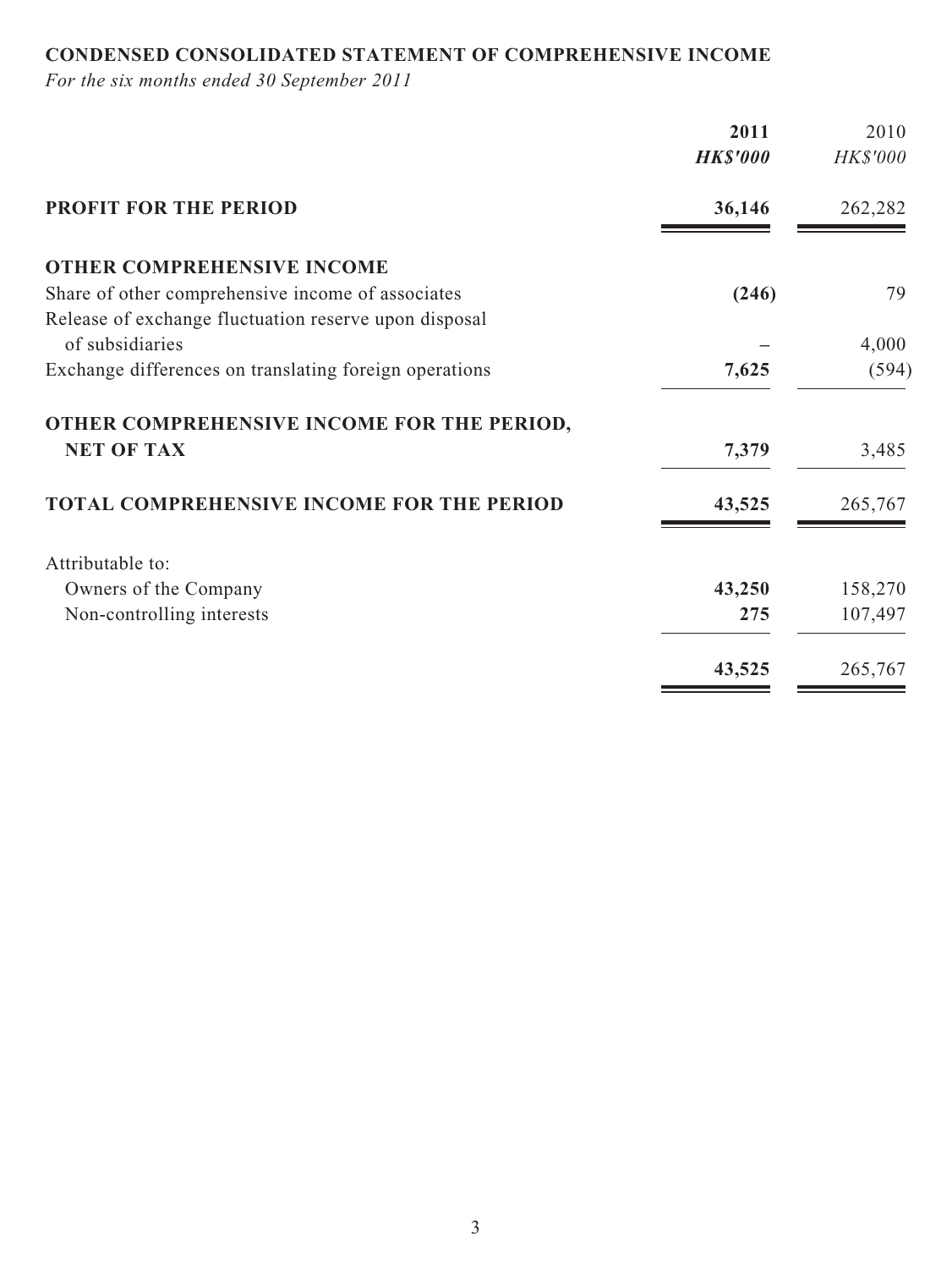## CONDENSED CONSOLIDATED STATEMENT OF COMPREHENSIVE INCOME

*For the six months ended 30 September 2011*

| | 2011 | 2010 |
|---|---|---|
| | ***HK$'000*** | *HK$'000* |
| **PROFIT FOR THE PERIOD** | **36,146** | 262,282 |
| **OTHER COMPREHENSIVE INCOME** | | |
| Share of other comprehensive income of associates | **(246)** | 79 |
| Release of exchange fluctuation reserve upon disposal of subsidiaries | – | 4,000 |
| Exchange differences on translating foreign operations | **7,625** | (594) |
| **OTHER COMPREHENSIVE INCOME FOR THE PERIOD, NET OF TAX** | **7,379** | 3,485 |
| **TOTAL COMPREHENSIVE INCOME FOR THE PERIOD** | **43,525** | 265,767 |
| Attributable to: | | |
| Owners of the Company | **43,250** | 158,270 |
| Non-controlling interests | **275** | 107,497 |
| | **43,525** | 265,767 |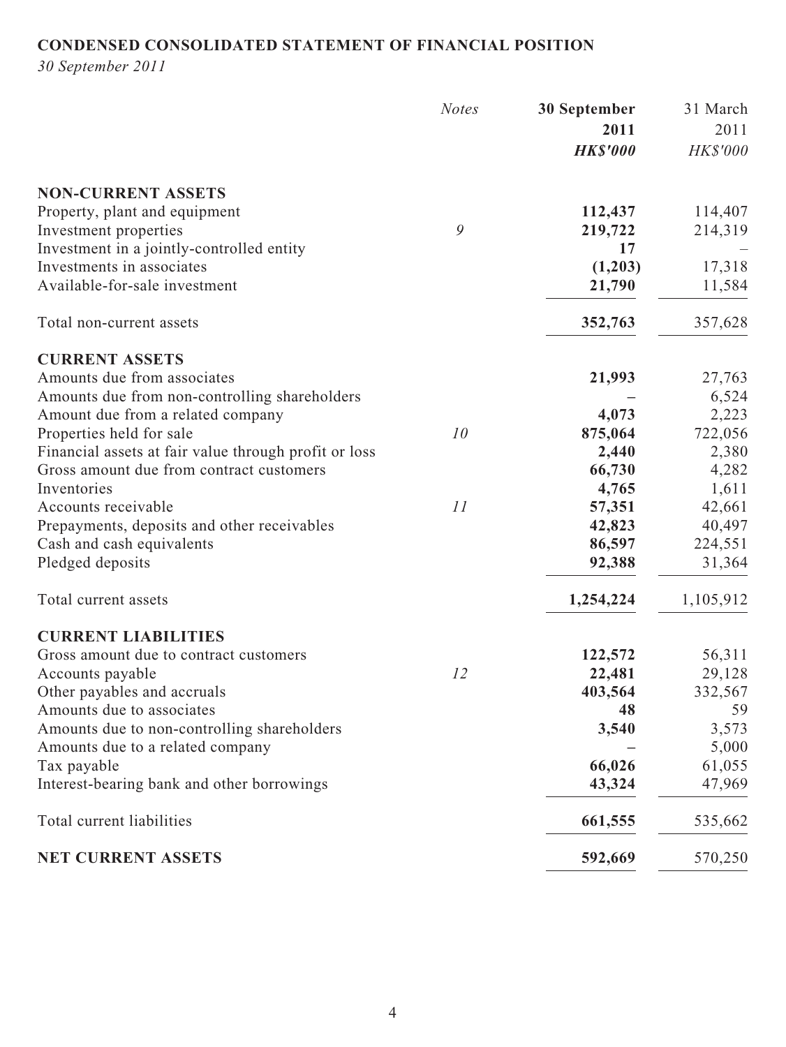## CONDENSED CONSOLIDATED STATEMENT OF FINANCIAL POSITION

*30 September 2011*

| | *Notes* | **30 September 2011** | 31 March 2011 |
|---|---|---|---|
| | | ***HK$'000*** | *HK$'000* |
| **NON-CURRENT ASSETS** | | | |
| Property, plant and equipment | | **112,437** | 114,407 |
| Investment properties | 9 | **219,722** | 214,319 |
| Investment in a jointly-controlled entity | | **17** | – |
| Investments in associates | | **(1,203)** | 17,318 |
| Available-for-sale investment | | **21,790** | 11,584 |
| Total non-current assets | | **352,763** | 357,628 |
| **CURRENT ASSETS** | | | |
| Amounts due from associates | | **21,993** | 27,763 |
| Amounts due from non-controlling shareholders | | **–** | 6,524 |
| Amount due from a related company | | **4,073** | 2,223 |
| Properties held for sale | 10 | **875,064** | 722,056 |
| Financial assets at fair value through profit or loss | | **2,440** | 2,380 |
| Gross amount due from contract customers | | **66,730** | 4,282 |
| Inventories | | **4,765** | 1,611 |
| Accounts receivable | 11 | **57,351** | 42,661 |
| Prepayments, deposits and other receivables | | **42,823** | 40,497 |
| Cash and cash equivalents | | **86,597** | 224,551 |
| Pledged deposits | | **92,388** | 31,364 |
| Total current assets | | **1,254,224** | 1,105,912 |
| **CURRENT LIABILITIES** | | | |
| Gross amount due to contract customers | | **122,572** | 56,311 |
| Accounts payable | 12 | **22,481** | 29,128 |
| Other payables and accruals | | **403,564** | 332,567 |
| Amounts due to associates | | **48** | 59 |
| Amounts due to non-controlling shareholders | | **3,540** | 3,573 |
| Amounts due to a related company | | **–** | 5,000 |
| Tax payable | | **66,026** | 61,055 |
| Interest-bearing bank and other borrowings | | **43,324** | 47,969 |
| Total current liabilities | | **661,555** | 535,662 |
| **NET CURRENT ASSETS** | | **592,669** | 570,250 |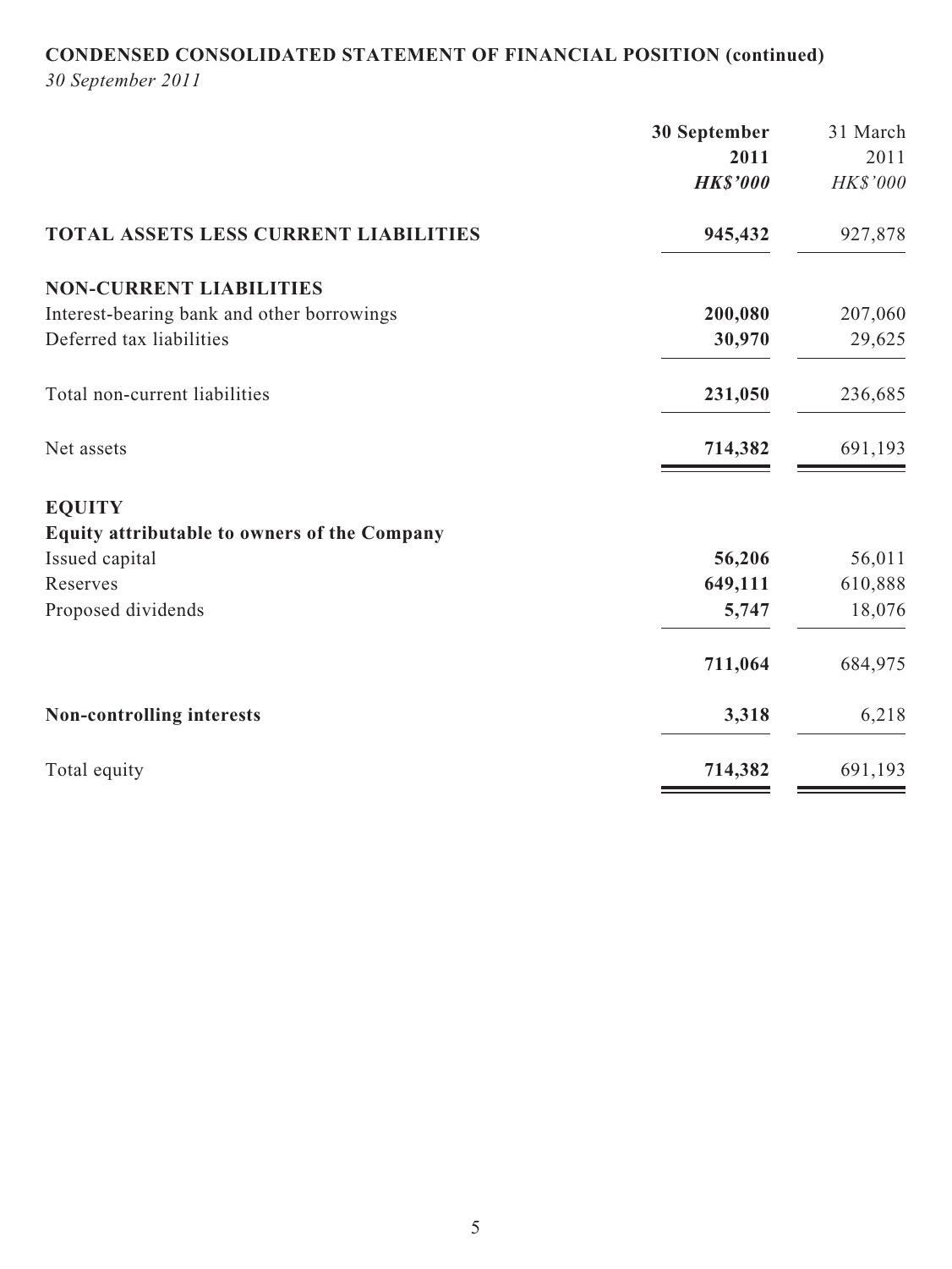## CONDENSED CONSOLIDATED STATEMENT OF FINANCIAL POSITION (continued)

*30 September 2011*

| | 30 September 2011 HK$'000 | 31 March 2011 HK$'000 |
|---|---|---|
| **TOTAL ASSETS LESS CURRENT LIABILITIES** | **945,432** | 927,878 |
| **NON-CURRENT LIABILITIES** | | |
| Interest-bearing bank and other borrowings | **200,080** | 207,060 |
| Deferred tax liabilities | **30,970** | 29,625 |
| Total non-current liabilities | **231,050** | 236,685 |
| Net assets | **714,382** | 691,193 |
| **EQUITY** | | |
| **Equity attributable to owners of the Company** | | |
| Issued capital | **56,206** | 56,011 |
| Reserves | **649,111** | 610,888 |
| Proposed dividends | **5,747** | 18,076 |
| | **711,064** | 684,975 |
| **Non-controlling interests** | **3,318** | 6,218 |
| Total equity | **714,382** | 691,193 |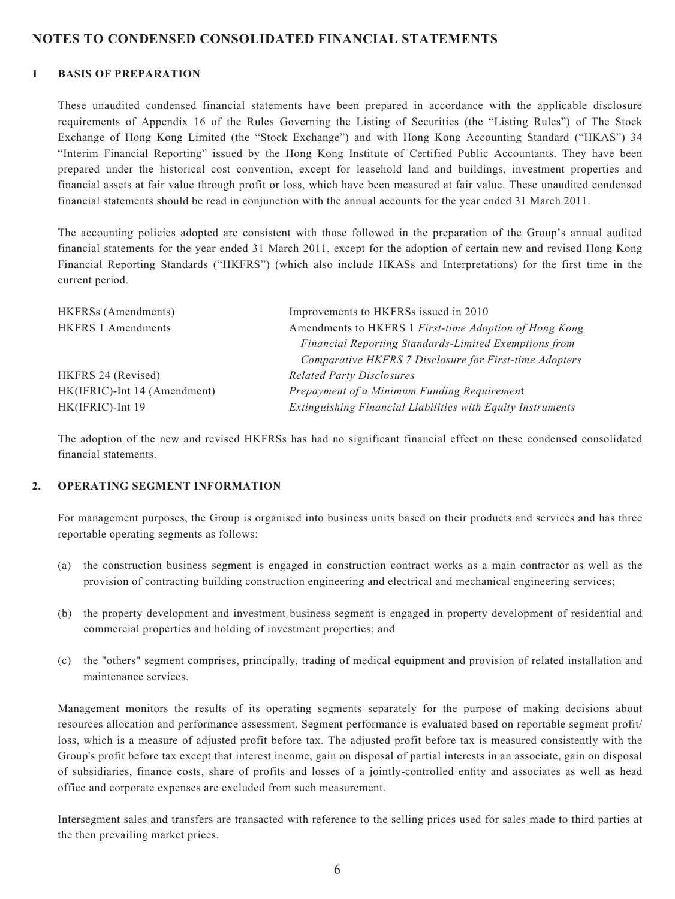# NOTES TO CONDENSED CONSOLIDATED FINANCIAL STATEMENTS

## 1 BASIS OF PREPARATION

These unaudited condensed financial statements have been prepared in accordance with the applicable disclosure requirements of Appendix 16 of the Rules Governing the Listing of Securities (the "Listing Rules") of The Stock Exchange of Hong Kong Limited (the "Stock Exchange") and with Hong Kong Accounting Standard ("HKAS") 34 "Interim Financial Reporting" issued by the Hong Kong Institute of Certified Public Accountants. They have been prepared under the historical cost convention, except for leasehold land and buildings, investment properties and financial assets at fair value through profit or loss, which have been measured at fair value. These unaudited condensed financial statements should be read in conjunction with the annual accounts for the year ended 31 March 2011.

The accounting policies adopted are consistent with those followed in the preparation of the Group's annual audited financial statements for the year ended 31 March 2011, except for the adoption of certain new and revised Hong Kong Financial Reporting Standards ("HKFRS") (which also include HKASs and Interpretations) for the first time in the current period.

| | |
|---|---|
| HKFRSs (Amendments) | Improvements to HKFRSs issued in 2010 |
| HKFRS 1 Amendments | Amendments to HKFRS 1 *First-time Adoption of Hong Kong Financial Reporting Standards-Limited Exemptions from Comparative HKFRS 7 Disclosure for First-time Adopters* |
| HKFRS 24 (Revised) | *Related Party Disclosures* |
| HK(IFRIC)-Int 14 (Amendment) | *Prepayment of a Minimum Funding Requirement* |
| HK(IFRIC)-Int 19 | *Extinguishing Financial Liabilities with Equity Instruments* |

The adoption of the new and revised HKFRSs has had no significant financial effect on these condensed consolidated financial statements.

## 2. OPERATING SEGMENT INFORMATION

For management purposes, the Group is organised into business units based on their products and services and has three reportable operating segments as follows:

(a) the construction business segment is engaged in construction contract works as a main contractor as well as the provision of contracting building construction engineering and electrical and mechanical engineering services;

(b) the property development and investment business segment is engaged in property development of residential and commercial properties and holding of investment properties; and

(c) the "others" segment comprises, principally, trading of medical equipment and provision of related installation and maintenance services.

Management monitors the results of its operating segments separately for the purpose of making decisions about resources allocation and performance assessment. Segment performance is evaluated based on reportable segment profit/loss, which is a measure of adjusted profit before tax. The adjusted profit before tax is measured consistently with the Group's profit before tax except that interest income, gain on disposal of partial interests in an associate, gain on disposal of subsidiaries, finance costs, share of profits and losses of a jointly-controlled entity and associates as well as head office and corporate expenses are excluded from such measurement.

Intersegment sales and transfers are transacted with reference to the selling prices used for sales made to third parties at the then prevailing market prices.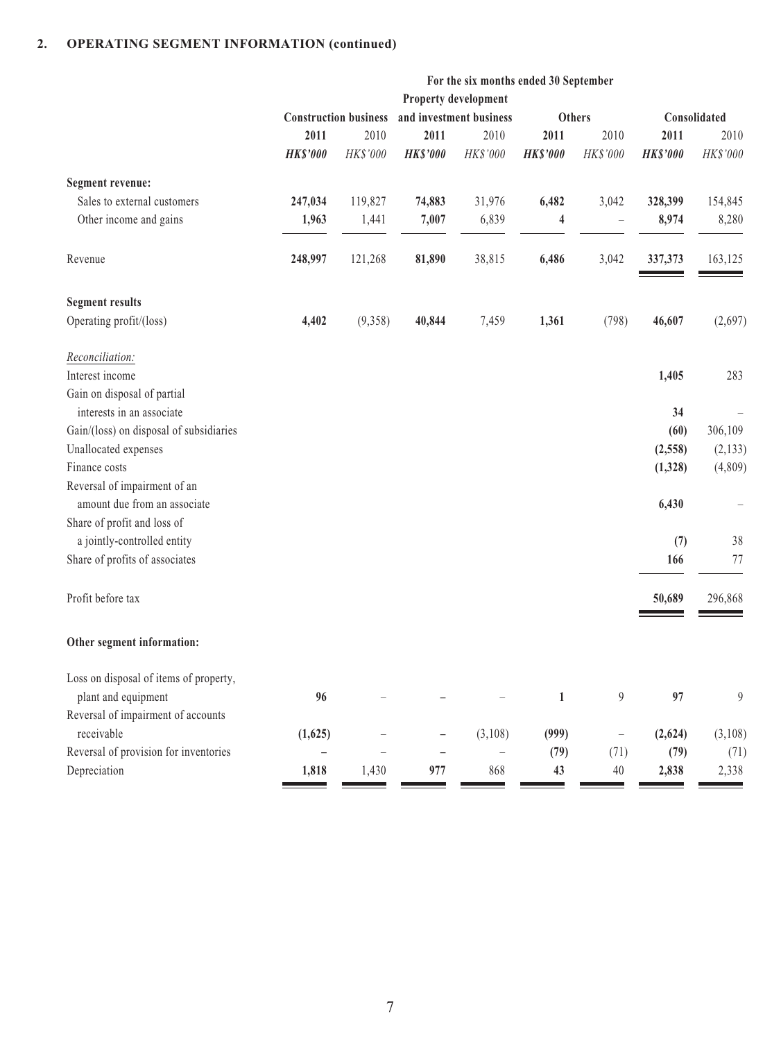## 2. OPERATING SEGMENT INFORMATION (continued)

| | For the six months ended 30 September | | | | | | | |
|---|---|---|---|---|---|---|---|---|
| | Construction business | | Property development and investment business | | Others | | Consolidated | |
| | **2011** | 2010 | **2011** | 2010 | **2011** | 2010 | **2011** | 2010 |
| | ***HK$'000*** | *HK$'000* | ***HK$'000*** | *HK$'000* | ***HK$'000*** | *HK$'000* | ***HK$'000*** | *HK$'000* |
| **Segment revenue:** | | | | | | | | |
| Sales to external customers | **247,034** | 119,827 | **74,883** | 31,976 | **6,482** | 3,042 | **328,399** | 154,845 |
| Other income and gains | **1,963** | 1,441 | **7,007** | 6,839 | **4** | – | **8,974** | 8,280 |
| Revenue | **248,997** | 121,268 | **81,890** | 38,815 | **6,486** | 3,042 | **337,373** | 163,125 |
| **Segment results** | | | | | | | | |
| Operating profit/(loss) | **4,402** | (9,358) | **40,844** | 7,459 | **1,361** | (798) | **46,607** | (2,697) |
| *Reconciliation:* | | | | | | | | |
| Interest income | | | | | | | **1,405** | 283 |
| Gain on disposal of partial interests in an associate | | | | | | | **34** | – |
| Gain/(loss) on disposal of subsidiaries | | | | | | | **(60)** | 306,109 |
| Unallocated expenses | | | | | | | **(2,558)** | (2,133) |
| Finance costs | | | | | | | **(1,328)** | (4,809) |
| Reversal of impairment of an amount due from an associate | | | | | | | **6,430** | – |
| Share of profit and loss of a jointly-controlled entity | | | | | | | **(7)** | 38 |
| Share of profits of associates | | | | | | | **166** | 77 |
| Profit before tax | | | | | | | **50,689** | 296,868 |
| **Other segment information:** | | | | | | | | |
| Loss on disposal of items of property, plant and equipment | **96** | – | **–** | – | **1** | 9 | **97** | 9 |
| Reversal of impairment of accounts receivable | **(1,625)** | – | **–** | (3,108) | **(999)** | – | **(2,624)** | (3,108) |
| Reversal of provision for inventories | **–** | – | **–** | – | **(79)** | (71) | **(79)** | (71) |
| Depreciation | **1,818** | 1,430 | **977** | 868 | **43** | 40 | **2,838** | 2,338 |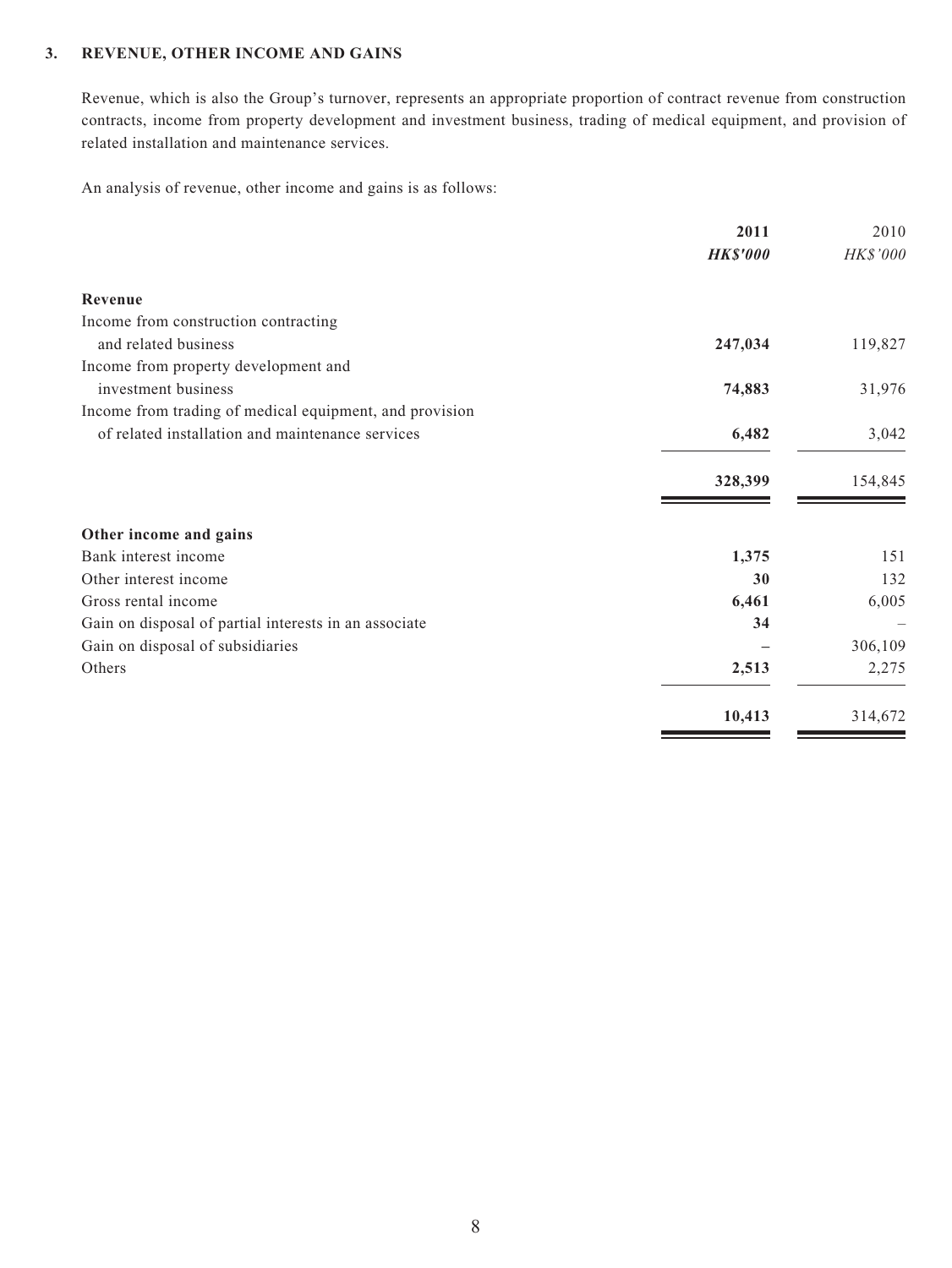### 3. REVENUE, OTHER INCOME AND GAINS

Revenue, which is also the Group's turnover, represents an appropriate proportion of contract revenue from construction contracts, income from property development and investment business, trading of medical equipment, and provision of related installation and maintenance services.

An analysis of revenue, other income and gains is as follows:

| | **2011** | 2010 |
|---|---|---|
| | ***HK$'000*** | *HK$'000* |
| **Revenue** | | |
| Income from construction contracting and related business | **247,034** | 119,827 |
| Income from property development and investment business | **74,883** | 31,976 |
| Income from trading of medical equipment, and provision of related installation and maintenance services | **6,482** | 3,042 |
| | **328,399** | 154,845 |
| **Other income and gains** | | |
| Bank interest income | **1,375** | 151 |
| Other interest income | **30** | 132 |
| Gross rental income | **6,461** | 6,005 |
| Gain on disposal of partial interests in an associate | **34** | – |
| Gain on disposal of subsidiaries | **–** | 306,109 |
| Others | **2,513** | 2,275 |
| | **10,413** | 314,672 |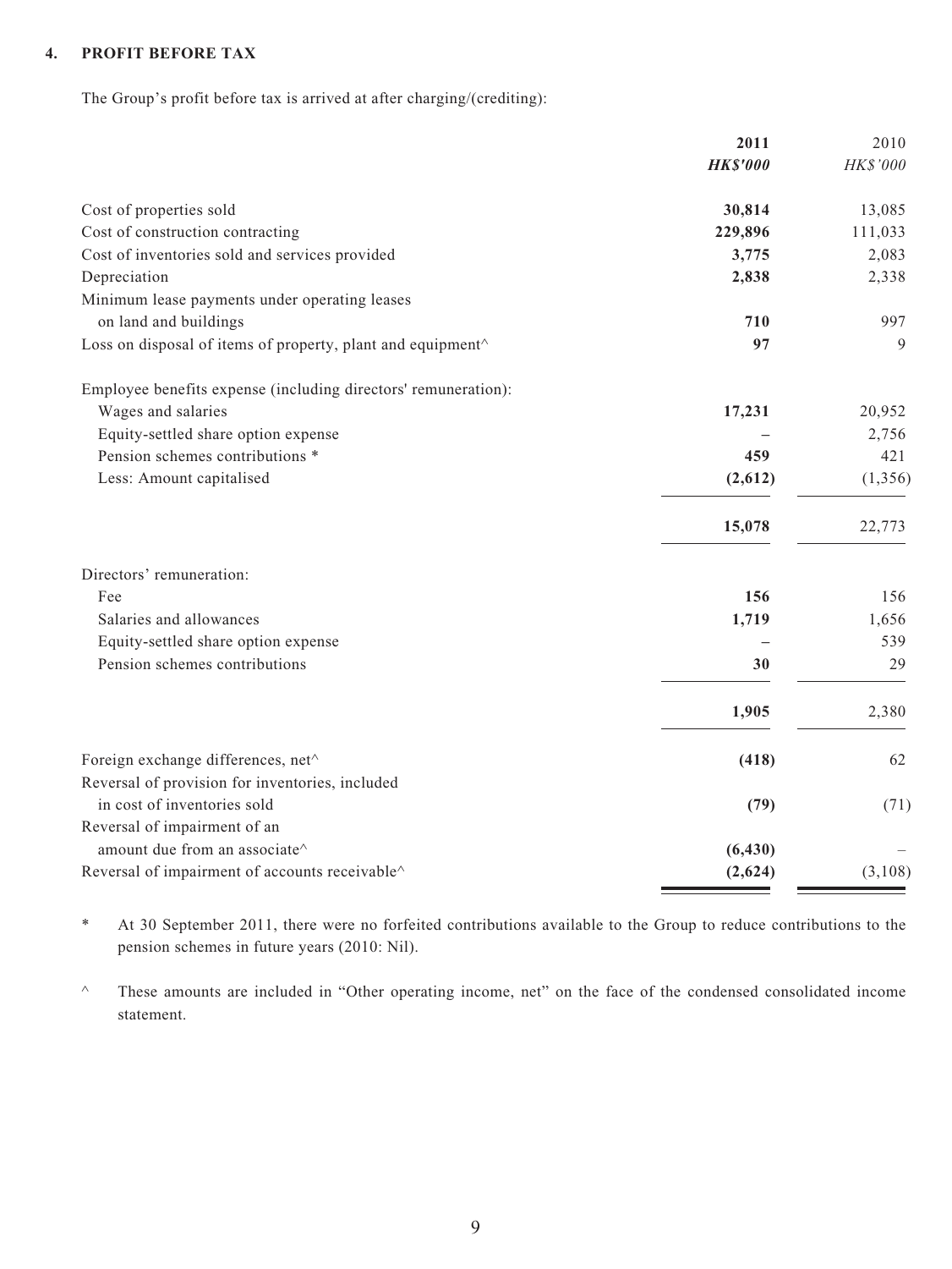## 4. PROFIT BEFORE TAX

The Group's profit before tax is arrived at after charging/(crediting):

| | 2011 | 2010 |
|---|---|---|
| | ***HK$'000*** | *HK$'000* |
| Cost of properties sold | **30,814** | 13,085 |
| Cost of construction contracting | **229,896** | 111,033 |
| Cost of inventories sold and services provided | **3,775** | 2,083 |
| Depreciation | **2,838** | 2,338 |
| Minimum lease payments under operating leases on land and buildings | **710** | 997 |
| Loss on disposal of items of property, plant and equipment^ | **97** | 9 |
| Employee benefits expense (including directors' remuneration): | | |
| Wages and salaries | **17,231** | 20,952 |
| Equity-settled share option expense | **–** | 2,756 |
| Pension schemes contributions * | **459** | 421 |
| Less: Amount capitalised | **(2,612)** | (1,356) |
| | **15,078** | 22,773 |
| Directors' remuneration: | | |
| Fee | **156** | 156 |
| Salaries and allowances | **1,719** | 1,656 |
| Equity-settled share option expense | **–** | 539 |
| Pension schemes contributions | **30** | 29 |
| | **1,905** | 2,380 |
| Foreign exchange differences, net^ | **(418)** | 62 |
| Reversal of provision for inventories, included in cost of inventories sold | **(79)** | (71) |
| Reversal of impairment of an amount due from an associate^ | **(6,430)** | – |
| Reversal of impairment of accounts receivable^ | **(2,624)** | (3,108) |

\* At 30 September 2011, there were no forfeited contributions available to the Group to reduce contributions to the pension schemes in future years (2010: Nil).

^ These amounts are included in "Other operating income, net" on the face of the condensed consolidated income statement.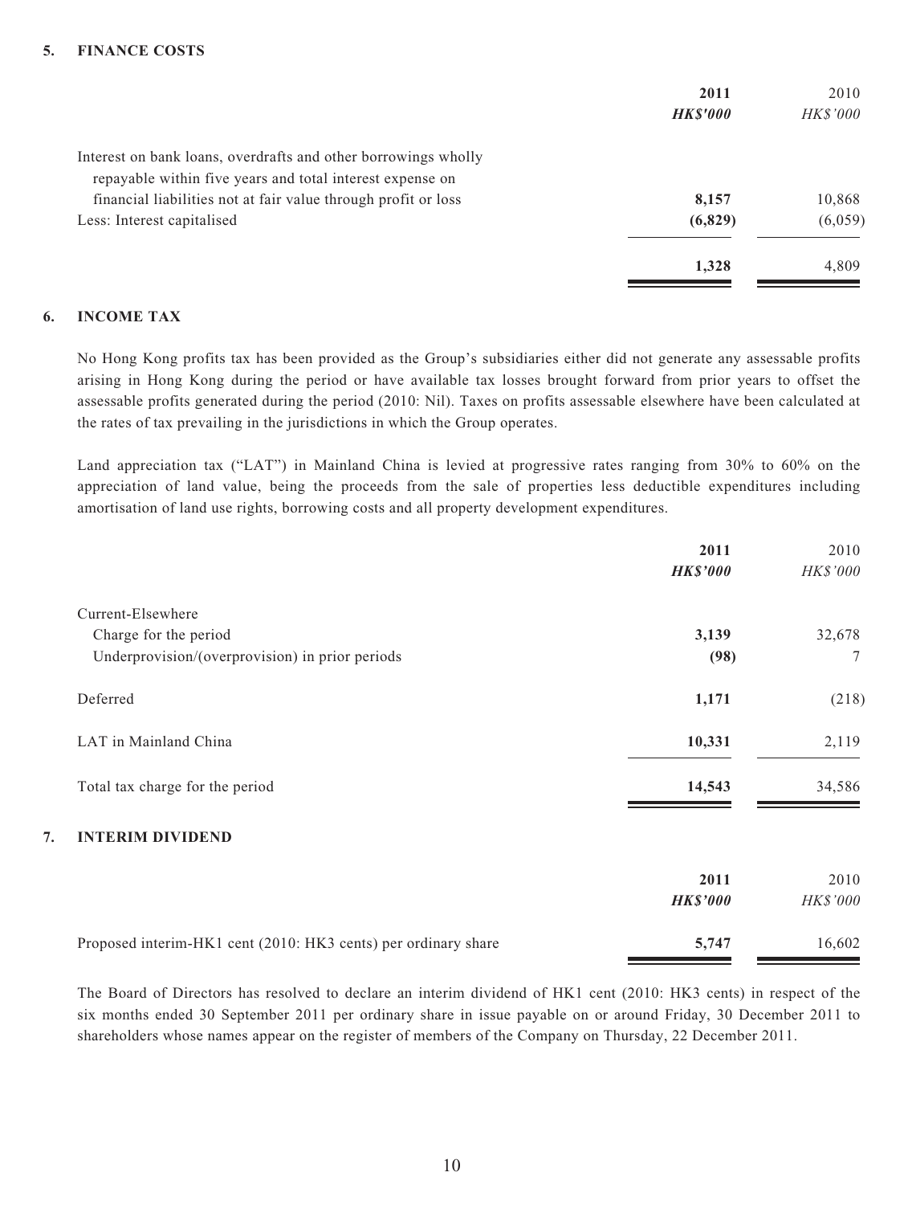## 5. FINANCE COSTS

| | 2011 | 2010 |
|---|---|---|
| | ***HK$'000*** | *HK$'000* |
| Interest on bank loans, overdrafts and other borrowings wholly repayable within five years and total interest expense on financial liabilities not at fair value through profit or loss | **8,157** | 10,868 |
| Less: Interest capitalised | **(6,829)** | (6,059) |
| | **1,328** | 4,809 |

## 6. INCOME TAX

No Hong Kong profits tax has been provided as the Group's subsidiaries either did not generate any assessable profits arising in Hong Kong during the period or have available tax losses brought forward from prior years to offset the assessable profits generated during the period (2010: Nil). Taxes on profits assessable elsewhere have been calculated at the rates of tax prevailing in the jurisdictions in which the Group operates.

Land appreciation tax ("LAT") in Mainland China is levied at progressive rates ranging from 30% to 60% on the appreciation of land value, being the proceeds from the sale of properties less deductible expenditures including amortisation of land use rights, borrowing costs and all property development expenditures.

| | 2011 | 2010 |
|---|---|---|
| | ***HK$'000*** | *HK$'000* |
| Current-Elsewhere | | |
| Charge for the period | **3,139** | 32,678 |
| Underprovision/(overprovision) in prior periods | **(98)** | 7 |
| Deferred | **1,171** | (218) |
| LAT in Mainland China | **10,331** | 2,119 |
| Total tax charge for the period | **14,543** | 34,586 |

## 7. INTERIM DIVIDEND

| | 2011 | 2010 |
|---|---|---|
| | ***HK$'000*** | *HK$'000* |
| Proposed interim-HK1 cent (2010: HK3 cents) per ordinary share | **5,747** | 16,602 |

The Board of Directors has resolved to declare an interim dividend of HK1 cent (2010: HK3 cents) in respect of the six months ended 30 September 2011 per ordinary share in issue payable on or around Friday, 30 December 2011 to shareholders whose names appear on the register of members of the Company on Thursday, 22 December 2011.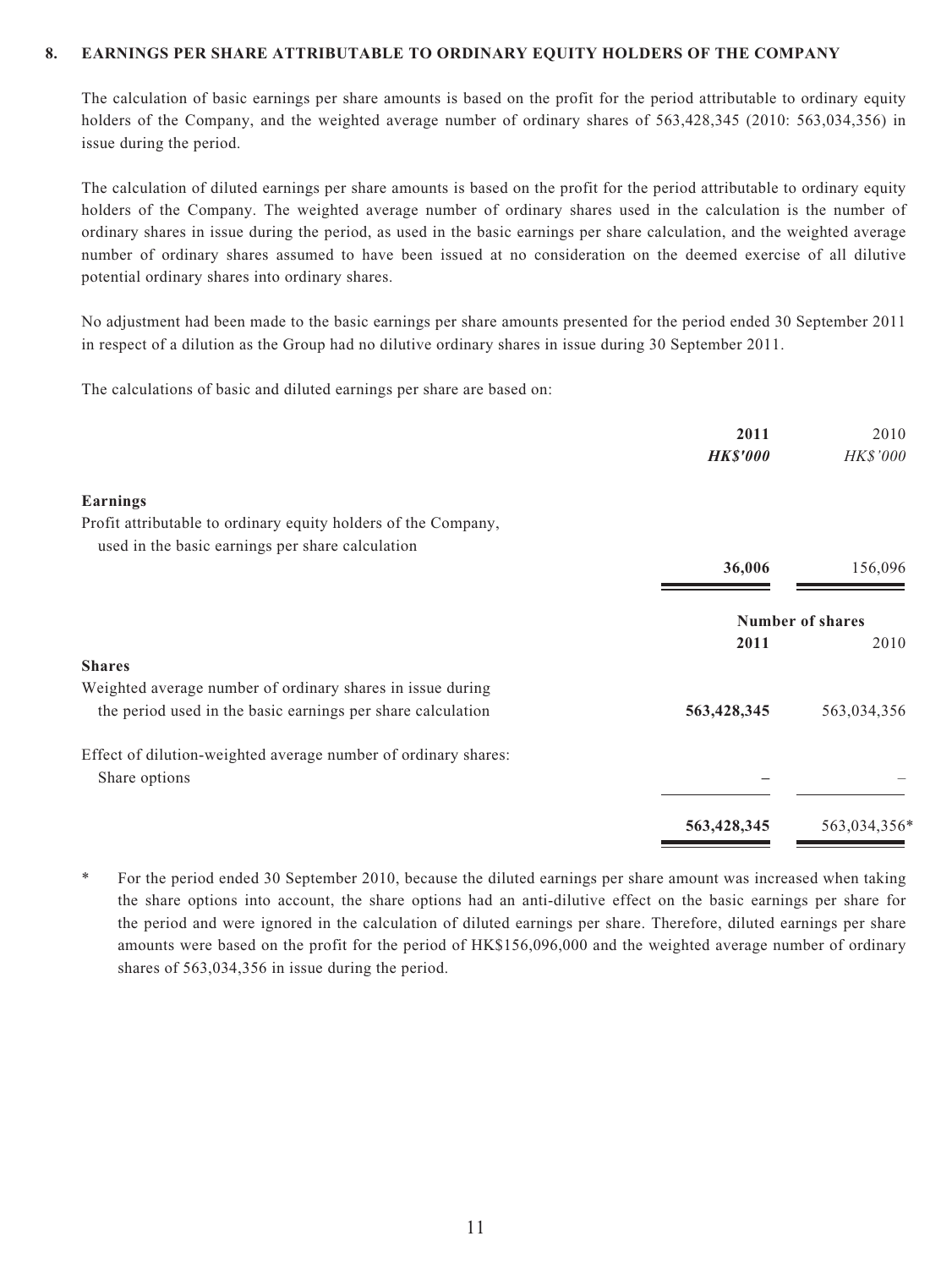## 8. EARNINGS PER SHARE ATTRIBUTABLE TO ORDINARY EQUITY HOLDERS OF THE COMPANY

The calculation of basic earnings per share amounts is based on the profit for the period attributable to ordinary equity holders of the Company, and the weighted average number of ordinary shares of 563,428,345 (2010: 563,034,356) in issue during the period.

The calculation of diluted earnings per share amounts is based on the profit for the period attributable to ordinary equity holders of the Company. The weighted average number of ordinary shares used in the calculation is the number of ordinary shares in issue during the period, as used in the basic earnings per share calculation, and the weighted average number of ordinary shares assumed to have been issued at no consideration on the deemed exercise of all dilutive potential ordinary shares into ordinary shares.

No adjustment had been made to the basic earnings per share amounts presented for the period ended 30 September 2011 in respect of a dilution as the Group had no dilutive ordinary shares in issue during 30 September 2011.

The calculations of basic and diluted earnings per share are based on:

| | **2011** | 2010 |
|---|---|---|
| | ***HK$'000*** | *HK$'000* |
| **Earnings** | | |
| Profit attributable to ordinary equity holders of the Company, used in the basic earnings per share calculation | **36,006** | 156,096 |

| | **Number of shares** | |
|---|---|---|
| | **2011** | 2010 |
| **Shares** | | |
| Weighted average number of ordinary shares in issue during the period used in the basic earnings per share calculation | **563,428,345** | 563,034,356 |
| Effect of dilution-weighted average number of ordinary shares: | | |
| Share options | **–** | – |
| | **563,428,345** | 563,034,356* |

\* For the period ended 30 September 2010, because the diluted earnings per share amount was increased when taking the share options into account, the share options had an anti-dilutive effect on the basic earnings per share for the period and were ignored in the calculation of diluted earnings per share. Therefore, diluted earnings per share amounts were based on the profit for the period of HK$156,096,000 and the weighted average number of ordinary shares of 563,034,356 in issue during the period.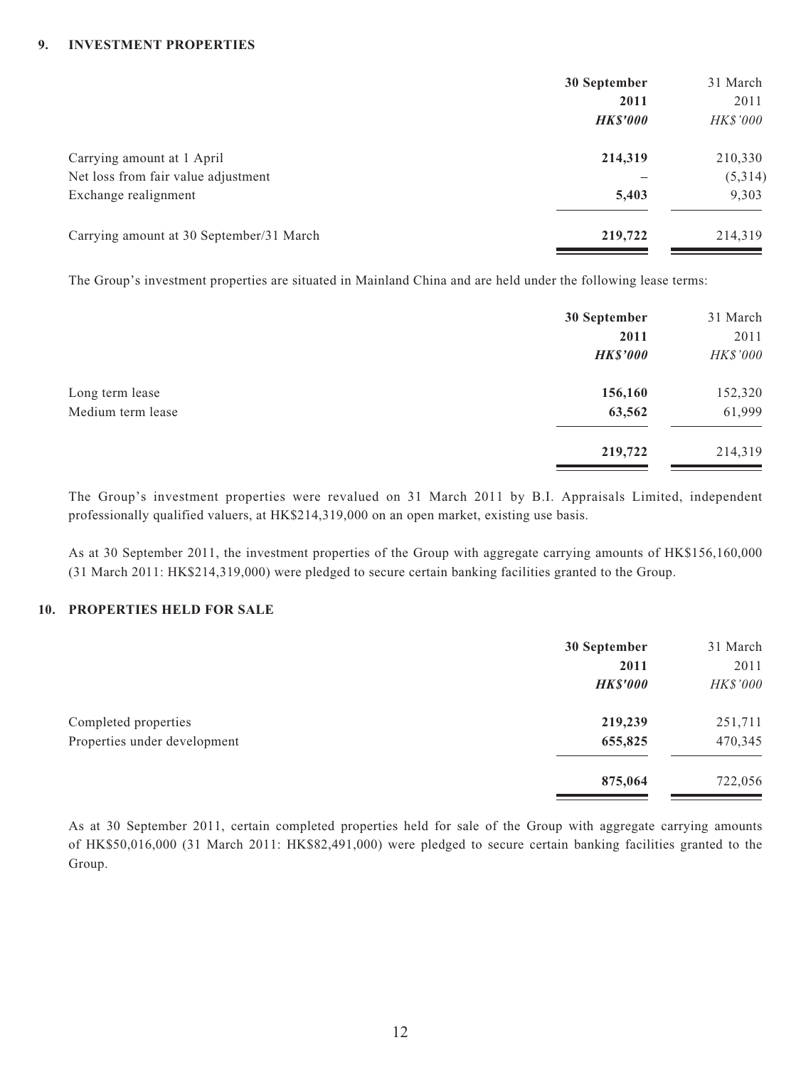## 9. INVESTMENT PROPERTIES

| | 30 September 2011 | 31 March 2011 |
|---|---|---|
| | ***HK$'000*** | *HK$'000* |
| Carrying amount at 1 April | **214,319** | 210,330 |
| Net loss from fair value adjustment | **–** | (5,314) |
| Exchange realignment | **5,403** | 9,303 |
| Carrying amount at 30 September/31 March | **219,722** | 214,319 |

The Group's investment properties are situated in Mainland China and are held under the following lease terms:

| | 30 September 2011 | 31 March 2011 |
|---|---|---|
| | ***HK$'000*** | *HK$'000* |
| Long term lease | **156,160** | 152,320 |
| Medium term lease | **63,562** | 61,999 |
| | **219,722** | 214,319 |

The Group's investment properties were revalued on 31 March 2011 by B.I. Appraisals Limited, independent professionally qualified valuers, at HK$214,319,000 on an open market, existing use basis.

As at 30 September 2011, the investment properties of the Group with aggregate carrying amounts of HK$156,160,000 (31 March 2011: HK$214,319,000) were pledged to secure certain banking facilities granted to the Group.

## 10. PROPERTIES HELD FOR SALE

| | 30 September 2011 | 31 March 2011 |
|---|---|---|
| | ***HK$'000*** | *HK$'000* |
| Completed properties | **219,239** | 251,711 |
| Properties under development | **655,825** | 470,345 |
| | **875,064** | 722,056 |

As at 30 September 2011, certain completed properties held for sale of the Group with aggregate carrying amounts of HK$50,016,000 (31 March 2011: HK$82,491,000) were pledged to secure certain banking facilities granted to the Group.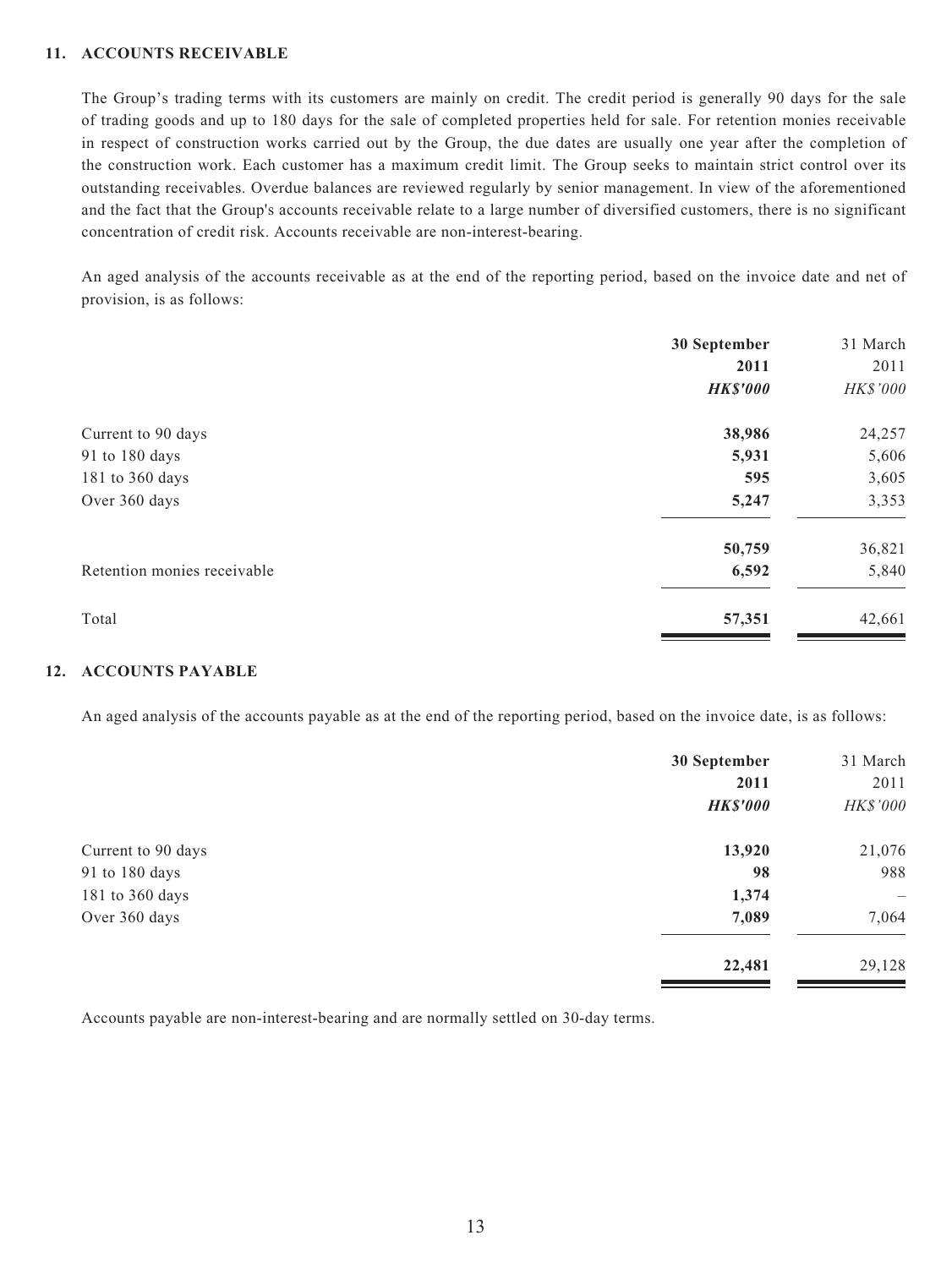## 11. ACCOUNTS RECEIVABLE

The Group's trading terms with its customers are mainly on credit. The credit period is generally 90 days for the sale of trading goods and up to 180 days for the sale of completed properties held for sale. For retention monies receivable in respect of construction works carried out by the Group, the due dates are usually one year after the completion of the construction work. Each customer has a maximum credit limit. The Group seeks to maintain strict control over its outstanding receivables. Overdue balances are reviewed regularly by senior management. In view of the aforementioned and the fact that the Group's accounts receivable relate to a large number of diversified customers, there is no significant concentration of credit risk. Accounts receivable are non-interest-bearing.

An aged analysis of the accounts receivable as at the end of the reporting period, based on the invoice date and net of provision, is as follows:

| | **30 September 2011** | 31 March 2011 |
|---|---|---|
| | ***HK$'000*** | *HK$'000* |
| Current to 90 days | **38,986** | 24,257 |
| 91 to 180 days | **5,931** | 5,606 |
| 181 to 360 days | **595** | 3,605 |
| Over 360 days | **5,247** | 3,353 |
| | **50,759** | 36,821 |
| Retention monies receivable | **6,592** | 5,840 |
| Total | **57,351** | 42,661 |

## 12. ACCOUNTS PAYABLE

An aged analysis of the accounts payable as at the end of the reporting period, based on the invoice date, is as follows:

| | **30 September 2011** | 31 March 2011 |
|---|---|---|
| | ***HK$'000*** | *HK$'000* |
| Current to 90 days | **13,920** | 21,076 |
| 91 to 180 days | **98** | 988 |
| 181 to 360 days | **1,374** | – |
| Over 360 days | **7,089** | 7,064 |
| | **22,481** | 29,128 |

Accounts payable are non-interest-bearing and are normally settled on 30-day terms.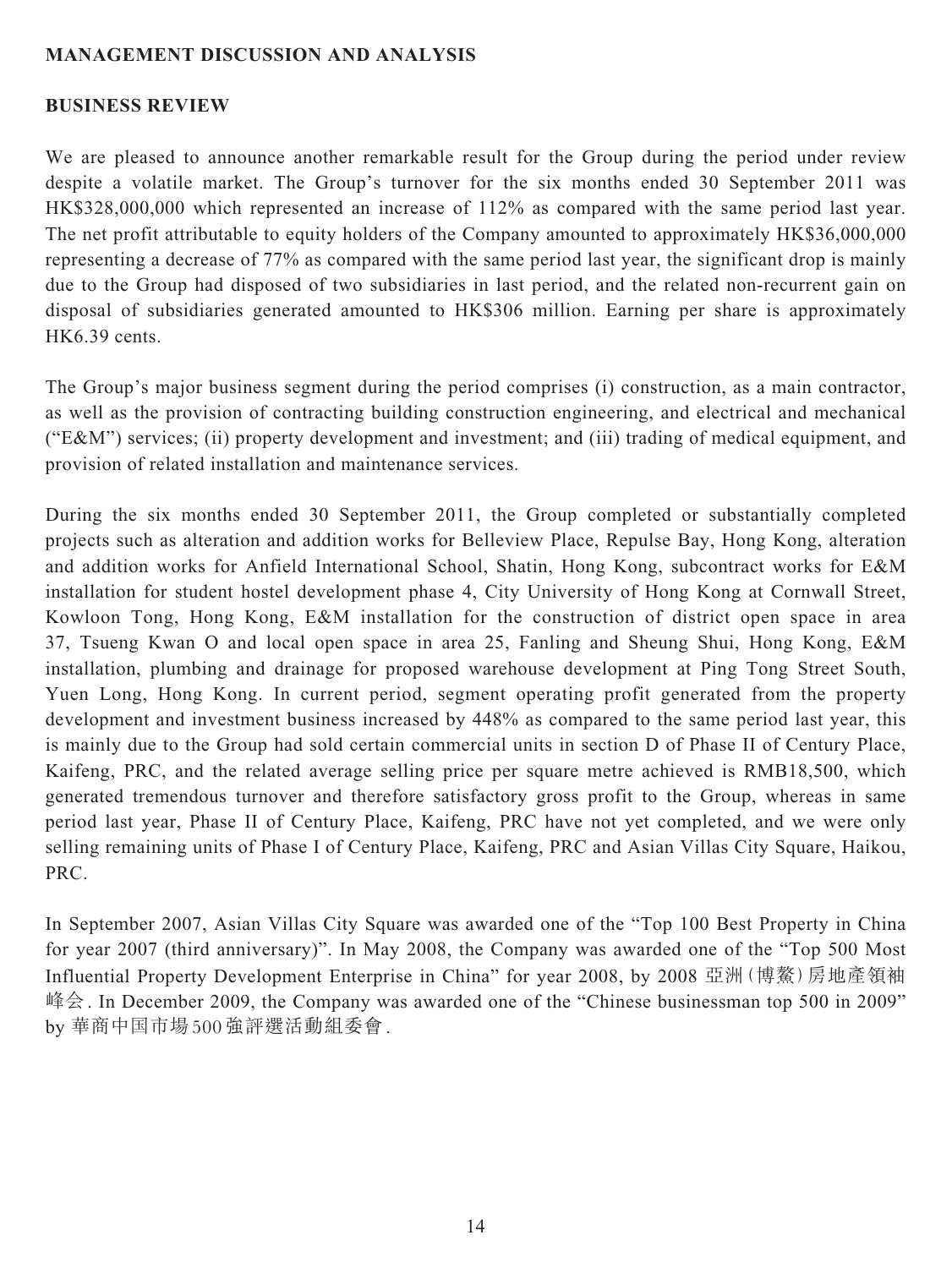## MANAGEMENT DISCUSSION AND ANALYSIS

### BUSINESS REVIEW

We are pleased to announce another remarkable result for the Group during the period under review despite a volatile market. The Group's turnover for the six months ended 30 September 2011 was HK$328,000,000 which represented an increase of 112% as compared with the same period last year. The net profit attributable to equity holders of the Company amounted to approximately HK$36,000,000 representing a decrease of 77% as compared with the same period last year, the significant drop is mainly due to the Group had disposed of two subsidiaries in last period, and the related non-recurrent gain on disposal of subsidiaries generated amounted to HK$306 million. Earning per share is approximately HK6.39 cents.

The Group's major business segment during the period comprises (i) construction, as a main contractor, as well as the provision of contracting building construction engineering, and electrical and mechanical ("E&M") services; (ii) property development and investment; and (iii) trading of medical equipment, and provision of related installation and maintenance services.

During the six months ended 30 September 2011, the Group completed or substantially completed projects such as alteration and addition works for Belleview Place, Repulse Bay, Hong Kong, alteration and addition works for Anfield International School, Shatin, Hong Kong, subcontract works for E&M installation for student hostel development phase 4, City University of Hong Kong at Cornwall Street, Kowloon Tong, Hong Kong, E&M installation for the construction of district open space in area 37, Tsueng Kwan O and local open space in area 25, Fanling and Sheung Shui, Hong Kong, E&M installation, plumbing and drainage for proposed warehouse development at Ping Tong Street South, Yuen Long, Hong Kong. In current period, segment operating profit generated from the property development and investment business increased by 448% as compared to the same period last year, this is mainly due to the Group had sold certain commercial units in section D of Phase II of Century Place, Kaifeng, PRC, and the related average selling price per square metre achieved is RMB18,500, which generated tremendous turnover and therefore satisfactory gross profit to the Group, whereas in same period last year, Phase II of Century Place, Kaifeng, PRC have not yet completed, and we were only selling remaining units of Phase I of Century Place, Kaifeng, PRC and Asian Villas City Square, Haikou, PRC.

In September 2007, Asian Villas City Square was awarded one of the "Top 100 Best Property in China for year 2007 (third anniversary)". In May 2008, the Company was awarded one of the "Top 500 Most Influential Property Development Enterprise in China" for year 2008, by 2008 亞洲(博鰲)房地產領袖峰会. In December 2009, the Company was awarded one of the "Chinese businessman top 500 in 2009" by 華商中国市場500強評選活動組委會.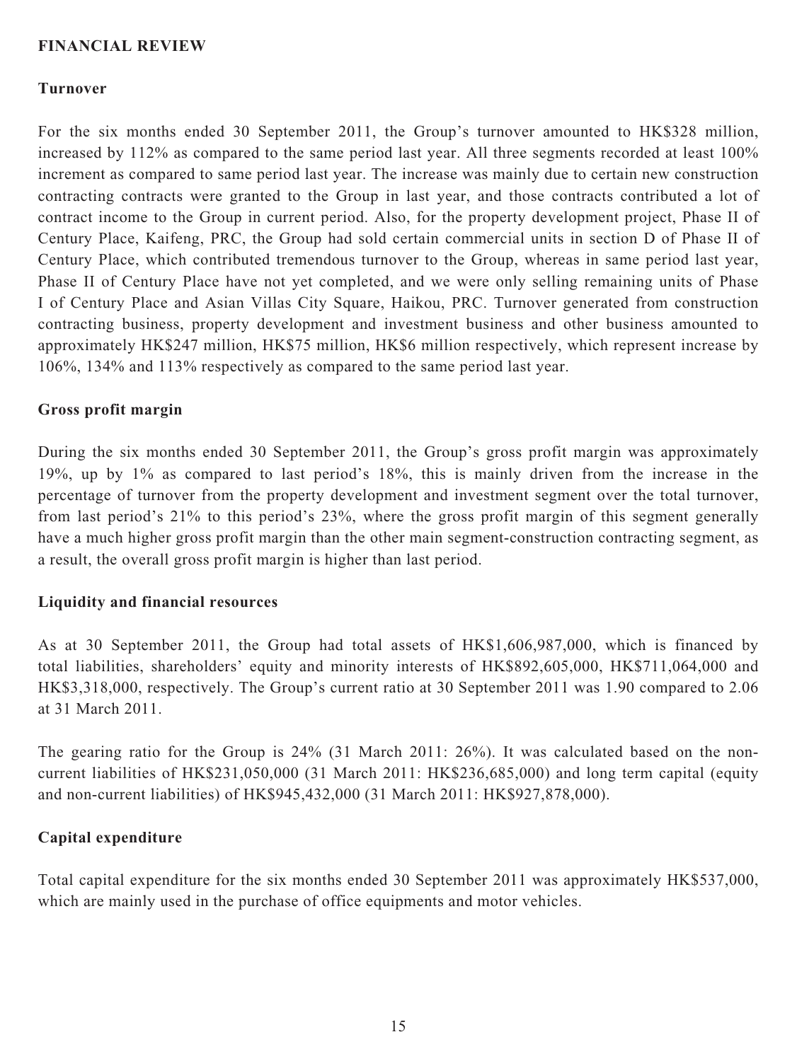## FINANCIAL REVIEW

### Turnover

For the six months ended 30 September 2011, the Group's turnover amounted to HK$328 million, increased by 112% as compared to the same period last year. All three segments recorded at least 100% increment as compared to same period last year. The increase was mainly due to certain new construction contracting contracts were granted to the Group in last year, and those contracts contributed a lot of contract income to the Group in current period. Also, for the property development project, Phase II of Century Place, Kaifeng, PRC, the Group had sold certain commercial units in section D of Phase II of Century Place, which contributed tremendous turnover to the Group, whereas in same period last year, Phase II of Century Place have not yet completed, and we were only selling remaining units of Phase I of Century Place and Asian Villas City Square, Haikou, PRC. Turnover generated from construction contracting business, property development and investment business and other business amounted to approximately HK$247 million, HK$75 million, HK$6 million respectively, which represent increase by 106%, 134% and 113% respectively as compared to the same period last year.

### Gross profit margin

During the six months ended 30 September 2011, the Group's gross profit margin was approximately 19%, up by 1% as compared to last period's 18%, this is mainly driven from the increase in the percentage of turnover from the property development and investment segment over the total turnover, from last period's 21% to this period's 23%, where the gross profit margin of this segment generally have a much higher gross profit margin than the other main segment-construction contracting segment, as a result, the overall gross profit margin is higher than last period.

### Liquidity and financial resources

As at 30 September 2011, the Group had total assets of HK$1,606,987,000, which is financed by total liabilities, shareholders' equity and minority interests of HK$892,605,000, HK$711,064,000 and HK$3,318,000, respectively. The Group's current ratio at 30 September 2011 was 1.90 compared to 2.06 at 31 March 2011.

The gearing ratio for the Group is 24% (31 March 2011: 26%). It was calculated based on the non-current liabilities of HK$231,050,000 (31 March 2011: HK$236,685,000) and long term capital (equity and non-current liabilities) of HK$945,432,000 (31 March 2011: HK$927,878,000).

### Capital expenditure

Total capital expenditure for the six months ended 30 September 2011 was approximately HK$537,000, which are mainly used in the purchase of office equipments and motor vehicles.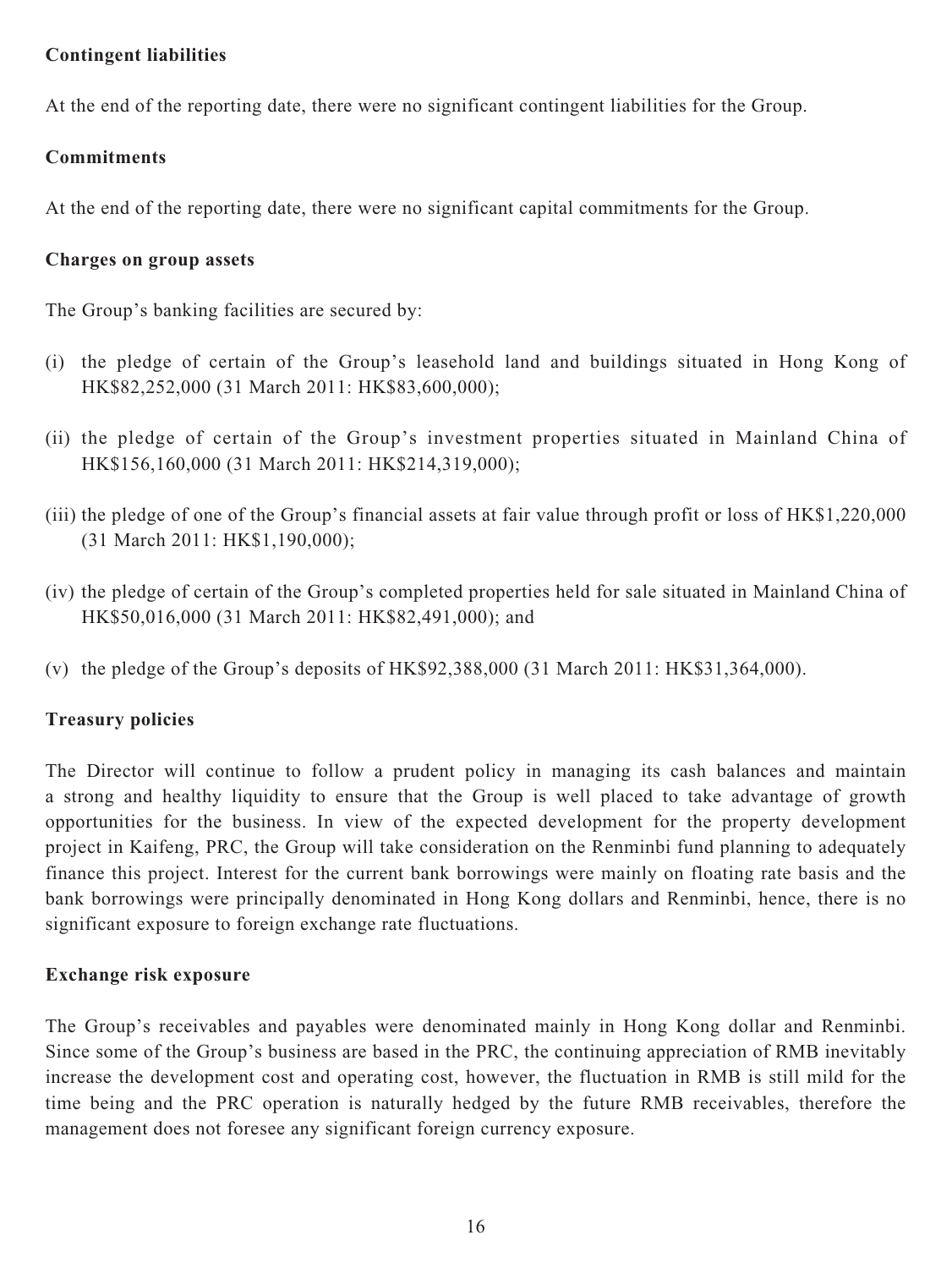**Contingent liabilities**

At the end of the reporting date, there were no significant contingent liabilities for the Group.

**Commitments**

At the end of the reporting date, there were no significant capital commitments for the Group.

**Charges on group assets**

The Group's banking facilities are secured by:

(i) the pledge of certain of the Group's leasehold land and buildings situated in Hong Kong of HK$82,252,000 (31 March 2011: HK$83,600,000);

(ii) the pledge of certain of the Group's investment properties situated in Mainland China of HK$156,160,000 (31 March 2011: HK$214,319,000);

(iii) the pledge of one of the Group's financial assets at fair value through profit or loss of HK$1,220,000 (31 March 2011: HK$1,190,000);

(iv) the pledge of certain of the Group's completed properties held for sale situated in Mainland China of HK$50,016,000 (31 March 2011: HK$82,491,000); and

(v) the pledge of the Group's deposits of HK$92,388,000 (31 March 2011: HK$31,364,000).

**Treasury policies**

The Director will continue to follow a prudent policy in managing its cash balances and maintain a strong and healthy liquidity to ensure that the Group is well placed to take advantage of growth opportunities for the business. In view of the expected development for the property development project in Kaifeng, PRC, the Group will take consideration on the Renminbi fund planning to adequately finance this project. Interest for the current bank borrowings were mainly on floating rate basis and the bank borrowings were principally denominated in Hong Kong dollars and Renminbi, hence, there is no significant exposure to foreign exchange rate fluctuations.

**Exchange risk exposure**

The Group's receivables and payables were denominated mainly in Hong Kong dollar and Renminbi. Since some of the Group's business are based in the PRC, the continuing appreciation of RMB inevitably increase the development cost and operating cost, however, the fluctuation in RMB is still mild for the time being and the PRC operation is naturally hedged by the future RMB receivables, therefore the management does not foresee any significant foreign currency exposure.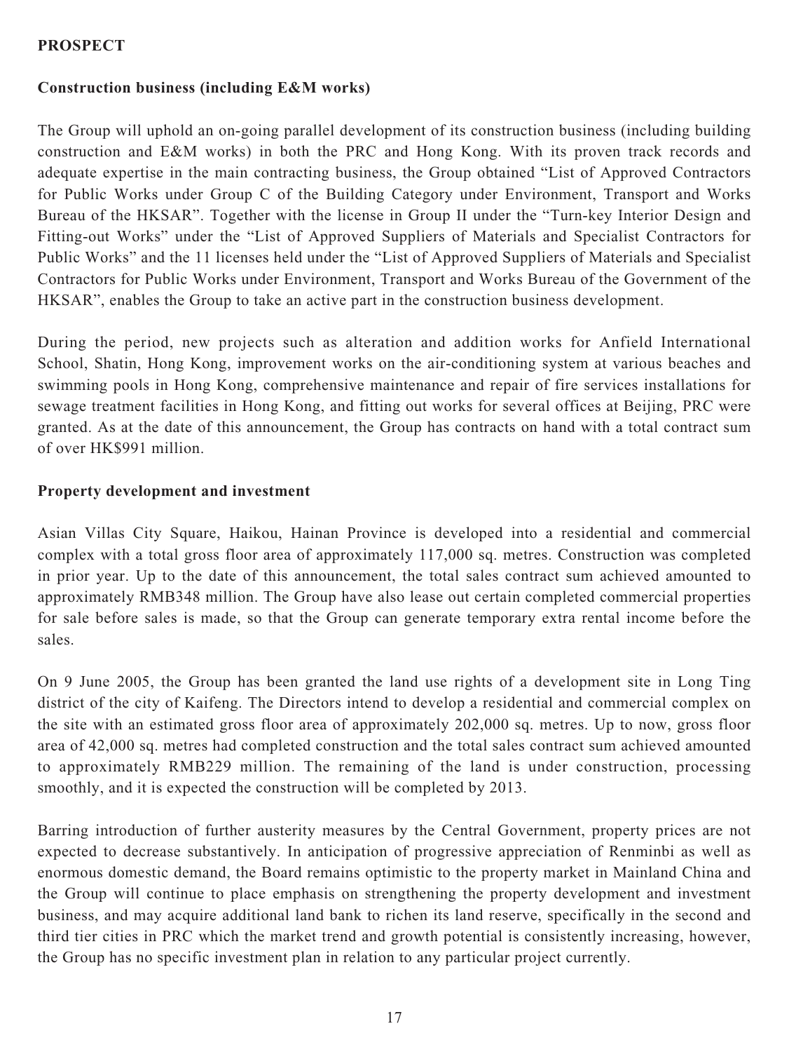## PROSPECT

### Construction business (including E&M works)

The Group will uphold an on-going parallel development of its construction business (including building construction and E&M works) in both the PRC and Hong Kong. With its proven track records and adequate expertise in the main contracting business, the Group obtained "List of Approved Contractors for Public Works under Group C of the Building Category under Environment, Transport and Works Bureau of the HKSAR". Together with the license in Group II under the "Turn-key Interior Design and Fitting-out Works" under the "List of Approved Suppliers of Materials and Specialist Contractors for Public Works" and the 11 licenses held under the "List of Approved Suppliers of Materials and Specialist Contractors for Public Works under Environment, Transport and Works Bureau of the Government of the HKSAR", enables the Group to take an active part in the construction business development.

During the period, new projects such as alteration and addition works for Anfield International School, Shatin, Hong Kong, improvement works on the air-conditioning system at various beaches and swimming pools in Hong Kong, comprehensive maintenance and repair of fire services installations for sewage treatment facilities in Hong Kong, and fitting out works for several offices at Beijing, PRC were granted. As at the date of this announcement, the Group has contracts on hand with a total contract sum of over HK$991 million.

### Property development and investment

Asian Villas City Square, Haikou, Hainan Province is developed into a residential and commercial complex with a total gross floor area of approximately 117,000 sq. metres. Construction was completed in prior year. Up to the date of this announcement, the total sales contract sum achieved amounted to approximately RMB348 million. The Group have also lease out certain completed commercial properties for sale before sales is made, so that the Group can generate temporary extra rental income before the sales.

On 9 June 2005, the Group has been granted the land use rights of a development site in Long Ting district of the city of Kaifeng. The Directors intend to develop a residential and commercial complex on the site with an estimated gross floor area of approximately 202,000 sq. metres. Up to now, gross floor area of 42,000 sq. metres had completed construction and the total sales contract sum achieved amounted to approximately RMB229 million. The remaining of the land is under construction, processing smoothly, and it is expected the construction will be completed by 2013.

Barring introduction of further austerity measures by the Central Government, property prices are not expected to decrease substantively. In anticipation of progressive appreciation of Renminbi as well as enormous domestic demand, the Board remains optimistic to the property market in Mainland China and the Group will continue to place emphasis on strengthening the property development and investment business, and may acquire additional land bank to richen its land reserve, specifically in the second and third tier cities in PRC which the market trend and growth potential is consistently increasing, however, the Group has no specific investment plan in relation to any particular project currently.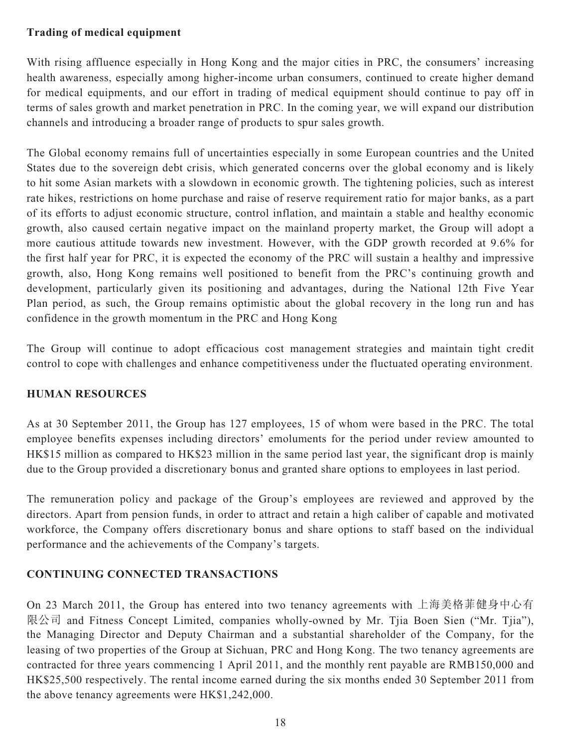**Trading of medical equipment**

With rising affluence especially in Hong Kong and the major cities in PRC, the consumers' increasing health awareness, especially among higher-income urban consumers, continued to create higher demand for medical equipments, and our effort in trading of medical equipment should continue to pay off in terms of sales growth and market penetration in PRC. In the coming year, we will expand our distribution channels and introducing a broader range of products to spur sales growth.

The Global economy remains full of uncertainties especially in some European countries and the United States due to the sovereign debt crisis, which generated concerns over the global economy and is likely to hit some Asian markets with a slowdown in economic growth. The tightening policies, such as interest rate hikes, restrictions on home purchase and raise of reserve requirement ratio for major banks, as a part of its efforts to adjust economic structure, control inflation, and maintain a stable and healthy economic growth, also caused certain negative impact on the mainland property market, the Group will adopt a more cautious attitude towards new investment. However, with the GDP growth recorded at 9.6% for the first half year for PRC, it is expected the economy of the PRC will sustain a healthy and impressive growth, also, Hong Kong remains well positioned to benefit from the PRC's continuing growth and development, particularly given its positioning and advantages, during the National 12th Five Year Plan period, as such, the Group remains optimistic about the global recovery in the long run and has confidence in the growth momentum in the PRC and Hong Kong

The Group will continue to adopt efficacious cost management strategies and maintain tight credit control to cope with challenges and enhance competitiveness under the fluctuated operating environment.

## HUMAN RESOURCES

As at 30 September 2011, the Group has 127 employees, 15 of whom were based in the PRC. The total employee benefits expenses including directors' emoluments for the period under review amounted to HK$15 million as compared to HK$23 million in the same period last year, the significant drop is mainly due to the Group provided a discretionary bonus and granted share options to employees in last period.

The remuneration policy and package of the Group's employees are reviewed and approved by the directors. Apart from pension funds, in order to attract and retain a high caliber of capable and motivated workforce, the Company offers discretionary bonus and share options to staff based on the individual performance and the achievements of the Company's targets.

## CONTINUING CONNECTED TRANSACTIONS

On 23 March 2011, the Group has entered into two tenancy agreements with 上海美格菲健身中心有限公司 and Fitness Concept Limited, companies wholly-owned by Mr. Tjia Boen Sien ("Mr. Tjia"), the Managing Director and Deputy Chairman and a substantial shareholder of the Company, for the leasing of two properties of the Group at Sichuan, PRC and Hong Kong. The two tenancy agreements are contracted for three years commencing 1 April 2011, and the monthly rent payable are RMB150,000 and HK$25,500 respectively. The rental income earned during the six months ended 30 September 2011 from the above tenancy agreements were HK$1,242,000.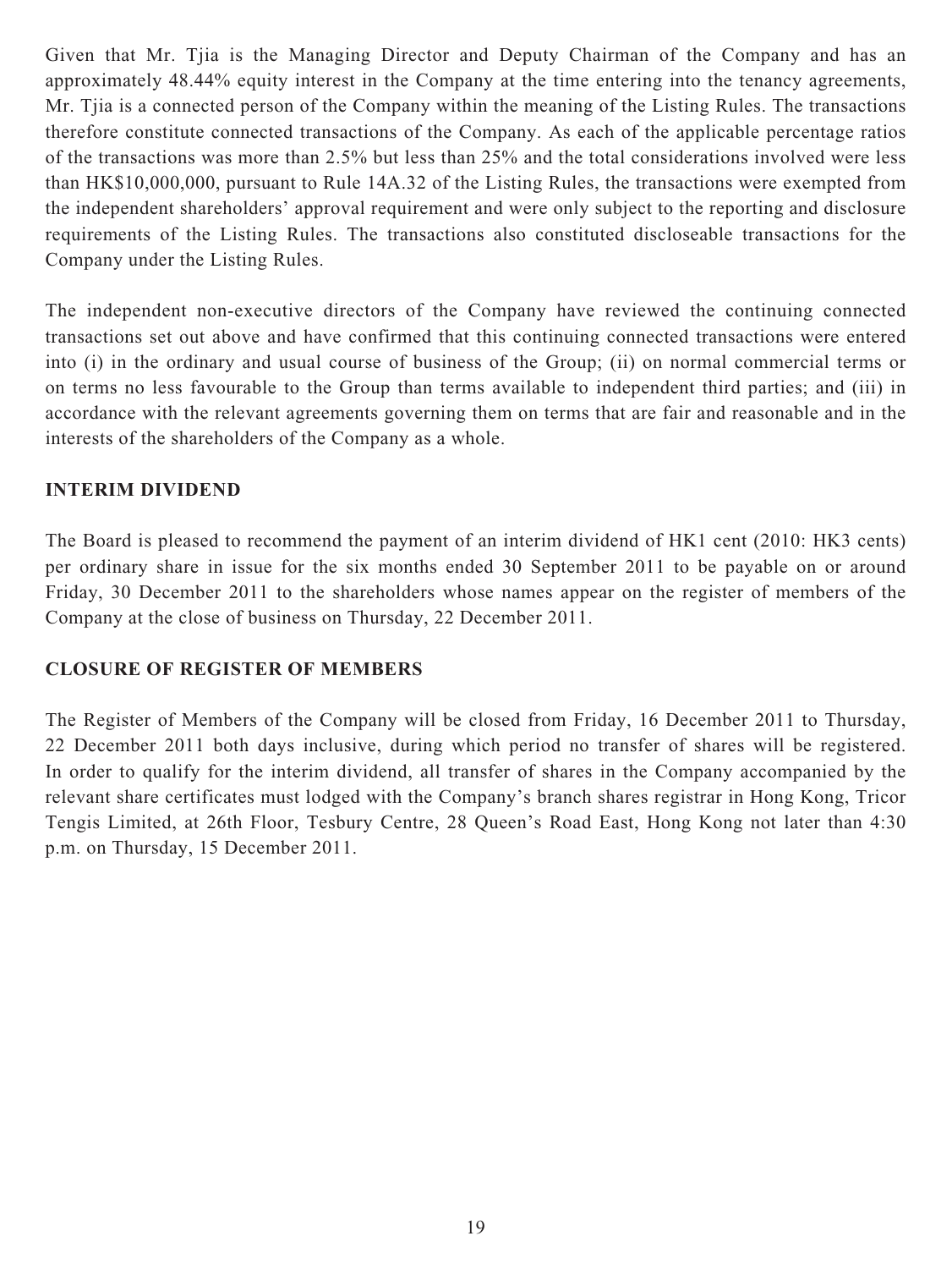Given that Mr. Tjia is the Managing Director and Deputy Chairman of the Company and has an approximately 48.44% equity interest in the Company at the time entering into the tenancy agreements, Mr. Tjia is a connected person of the Company within the meaning of the Listing Rules. The transactions therefore constitute connected transactions of the Company. As each of the applicable percentage ratios of the transactions was more than 2.5% but less than 25% and the total considerations involved were less than HK$10,000,000, pursuant to Rule 14A.32 of the Listing Rules, the transactions were exempted from the independent shareholders' approval requirement and were only subject to the reporting and disclosure requirements of the Listing Rules. The transactions also constituted discloseable transactions for the Company under the Listing Rules.

The independent non-executive directors of the Company have reviewed the continuing connected transactions set out above and have confirmed that this continuing connected transactions were entered into (i) in the ordinary and usual course of business of the Group; (ii) on normal commercial terms or on terms no less favourable to the Group than terms available to independent third parties; and (iii) in accordance with the relevant agreements governing them on terms that are fair and reasonable and in the interests of the shareholders of the Company as a whole.

## INTERIM DIVIDEND

The Board is pleased to recommend the payment of an interim dividend of HK1 cent (2010: HK3 cents) per ordinary share in issue for the six months ended 30 September 2011 to be payable on or around Friday, 30 December 2011 to the shareholders whose names appear on the register of members of the Company at the close of business on Thursday, 22 December 2011.

## CLOSURE OF REGISTER OF MEMBERS

The Register of Members of the Company will be closed from Friday, 16 December 2011 to Thursday, 22 December 2011 both days inclusive, during which period no transfer of shares will be registered. In order to qualify for the interim dividend, all transfer of shares in the Company accompanied by the relevant share certificates must lodged with the Company's branch shares registrar in Hong Kong, Tricor Tengis Limited, at 26th Floor, Tesbury Centre, 28 Queen's Road East, Hong Kong not later than 4:30 p.m. on Thursday, 15 December 2011.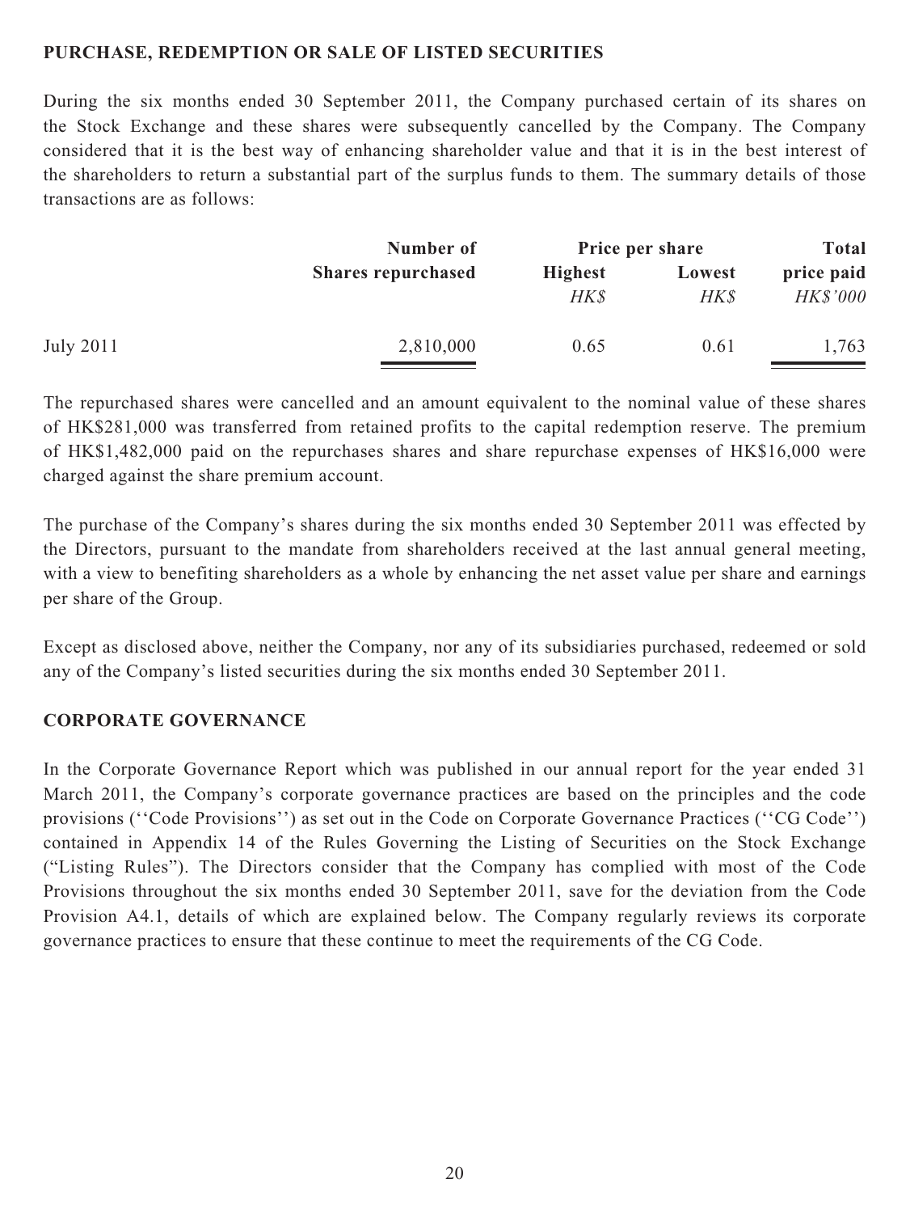## PURCHASE, REDEMPTION OR SALE OF LISTED SECURITIES

During the six months ended 30 September 2011, the Company purchased certain of its shares on the Stock Exchange and these shares were subsequently cancelled by the Company. The Company considered that it is the best way of enhancing shareholder value and that it is in the best interest of the shareholders to return a substantial part of the surplus funds to them. The summary details of those transactions are as follows:

| | Number of Shares repurchased | Price per share | | Total price paid |
|---|---|---|---|---|
| | | Highest | Lowest | |
| | | *HK$* | *HK$* | *HK$'000* |
| July 2011 | 2,810,000 | 0.65 | 0.61 | 1,763 |

The repurchased shares were cancelled and an amount equivalent to the nominal value of these shares of HK$281,000 was transferred from retained profits to the capital redemption reserve. The premium of HK$1,482,000 paid on the repurchases shares and share repurchase expenses of HK$16,000 were charged against the share premium account.

The purchase of the Company's shares during the six months ended 30 September 2011 was effected by the Directors, pursuant to the mandate from shareholders received at the last annual general meeting, with a view to benefiting shareholders as a whole by enhancing the net asset value per share and earnings per share of the Group.

Except as disclosed above, neither the Company, nor any of its subsidiaries purchased, redeemed or sold any of the Company's listed securities during the six months ended 30 September 2011.

## CORPORATE GOVERNANCE

In the Corporate Governance Report which was published in our annual report for the year ended 31 March 2011, the Company's corporate governance practices are based on the principles and the code provisions (''Code Provisions'') as set out in the Code on Corporate Governance Practices (''CG Code'') contained in Appendix 14 of the Rules Governing the Listing of Securities on the Stock Exchange ("Listing Rules"). The Directors consider that the Company has complied with most of the Code Provisions throughout the six months ended 30 September 2011, save for the deviation from the Code Provision A4.1, details of which are explained below. The Company regularly reviews its corporate governance practices to ensure that these continue to meet the requirements of the CG Code.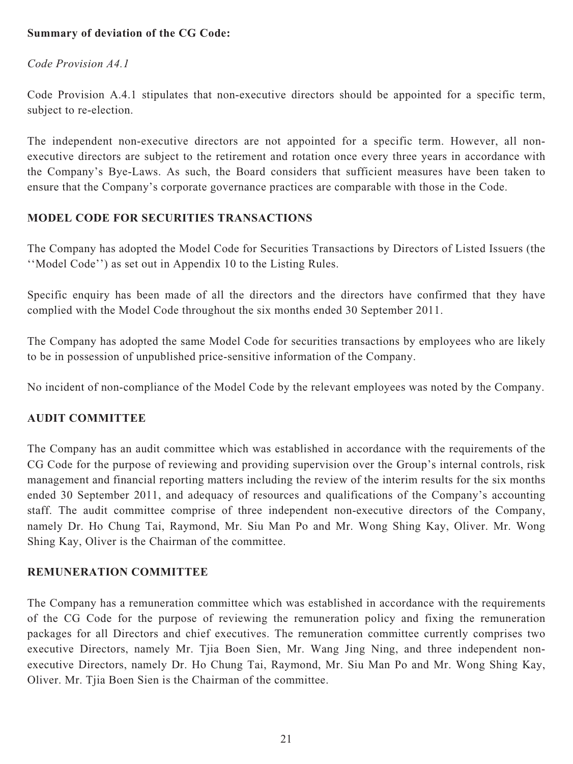**Summary of deviation of the CG Code:**

*Code Provision A4.1*

Code Provision A.4.1 stipulates that non-executive directors should be appointed for a specific term, subject to re-election.

The independent non-executive directors are not appointed for a specific term. However, all non-executive directors are subject to the retirement and rotation once every three years in accordance with the Company's Bye-Laws. As such, the Board considers that sufficient measures have been taken to ensure that the Company's corporate governance practices are comparable with those in the Code.

## MODEL CODE FOR SECURITIES TRANSACTIONS

The Company has adopted the Model Code for Securities Transactions by Directors of Listed Issuers (the ''Model Code'') as set out in Appendix 10 to the Listing Rules.

Specific enquiry has been made of all the directors and the directors have confirmed that they have complied with the Model Code throughout the six months ended 30 September 2011.

The Company has adopted the same Model Code for securities transactions by employees who are likely to be in possession of unpublished price-sensitive information of the Company.

No incident of non-compliance of the Model Code by the relevant employees was noted by the Company.

## AUDIT COMMITTEE

The Company has an audit committee which was established in accordance with the requirements of the CG Code for the purpose of reviewing and providing supervision over the Group's internal controls, risk management and financial reporting matters including the review of the interim results for the six months ended 30 September 2011, and adequacy of resources and qualifications of the Company's accounting staff. The audit committee comprise of three independent non-executive directors of the Company, namely Dr. Ho Chung Tai, Raymond, Mr. Siu Man Po and Mr. Wong Shing Kay, Oliver. Mr. Wong Shing Kay, Oliver is the Chairman of the committee.

## REMUNERATION COMMITTEE

The Company has a remuneration committee which was established in accordance with the requirements of the CG Code for the purpose of reviewing the remuneration policy and fixing the remuneration packages for all Directors and chief executives. The remuneration committee currently comprises two executive Directors, namely Mr. Tjia Boen Sien, Mr. Wang Jing Ning, and three independent non-executive Directors, namely Dr. Ho Chung Tai, Raymond, Mr. Siu Man Po and Mr. Wong Shing Kay, Oliver. Mr. Tjia Boen Sien is the Chairman of the committee.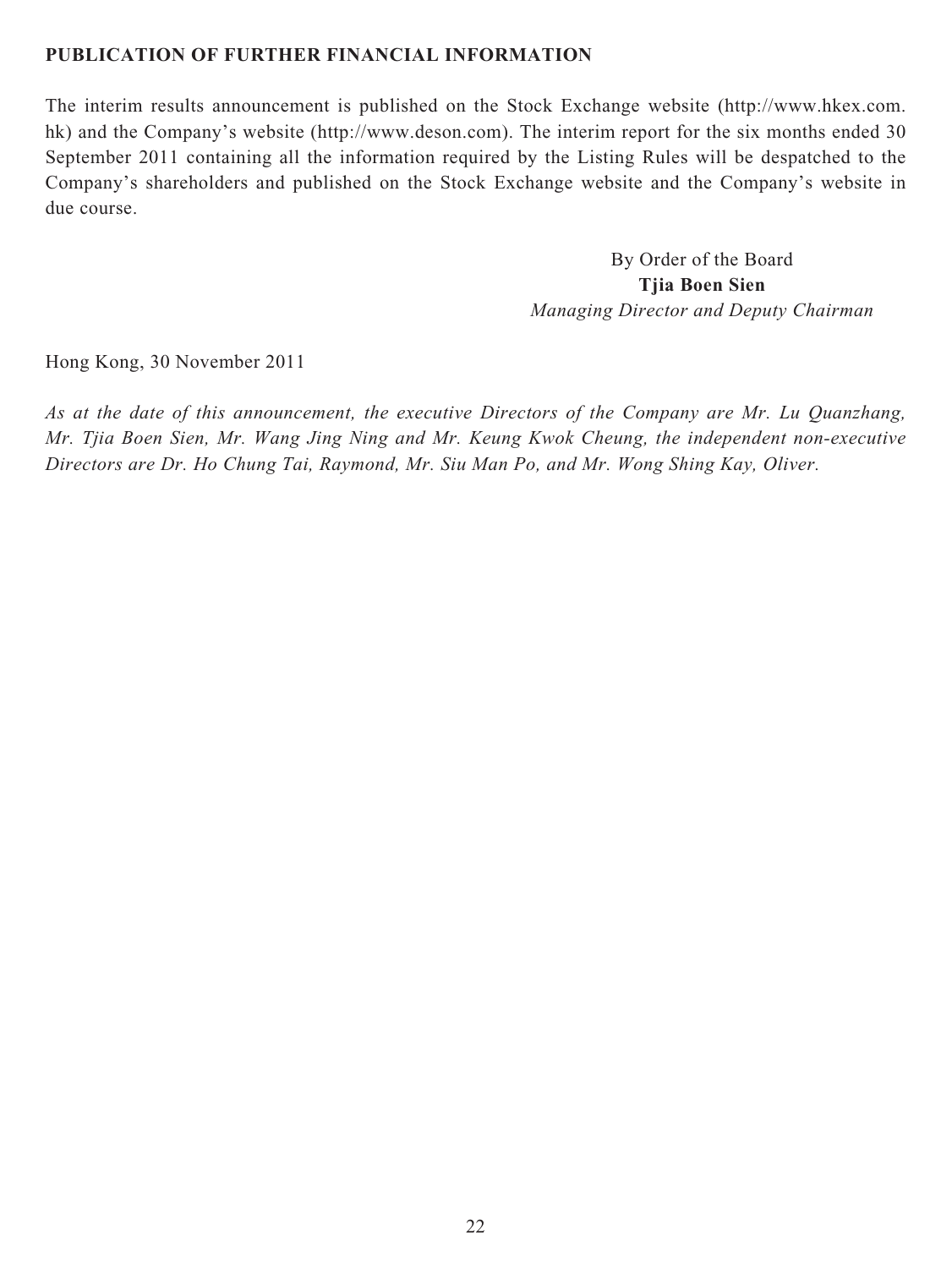## PUBLICATION OF FURTHER FINANCIAL INFORMATION

The interim results announcement is published on the Stock Exchange website (http://www.hkex.com.hk) and the Company's website (http://www.deson.com). The interim report for the six months ended 30 September 2011 containing all the information required by the Listing Rules will be despatched to the Company's shareholders and published on the Stock Exchange website and the Company's website in due course.

By Order of the Board
**Tjia Boen Sien**
*Managing Director and Deputy Chairman*

Hong Kong, 30 November 2011

*As at the date of this announcement, the executive Directors of the Company are Mr. Lu Quanzhang, Mr. Tjia Boen Sien, Mr. Wang Jing Ning and Mr. Keung Kwok Cheung, the independent non-executive Directors are Dr. Ho Chung Tai, Raymond, Mr. Siu Man Po, and Mr. Wong Shing Kay, Oliver.*